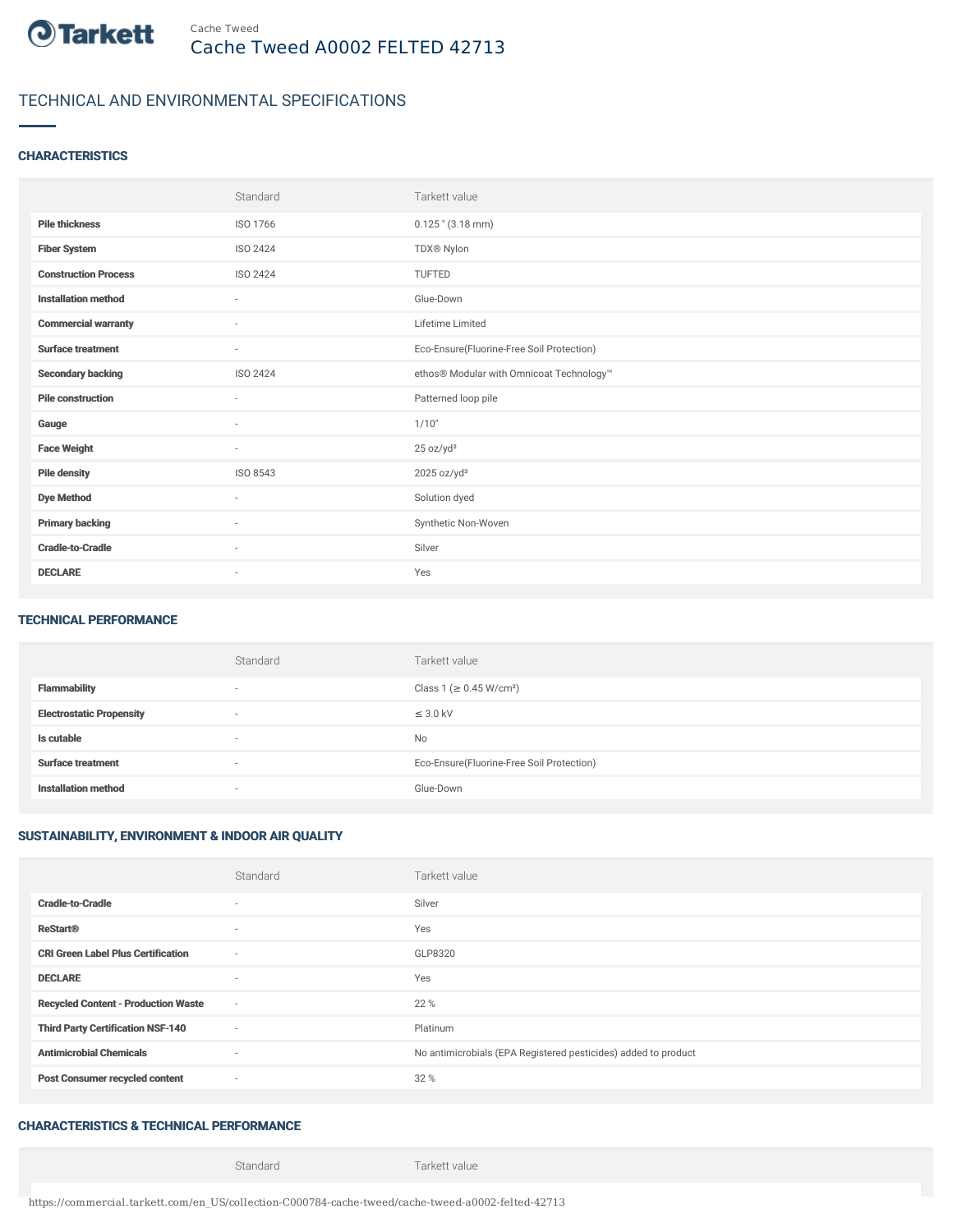Cache Tweed

# Cache Tweed A0002 FELTED 42713

## TECHNICAL AND ENVIRONMENTAL SPECIFICATIONS

### CHARACTERISTICS

| | Standard | Tarkett value |
|---|---|---|
| **Pile thickness** | ISO 1766 | 0.125 " (3.18 mm) |
| **Fiber System** | ISO 2424 | TDX® Nylon |
| **Construction Process** | ISO 2424 | TUFTED |
| **Installation method** | - | Glue-Down |
| **Commercial warranty** | - | Lifetime Limited |
| **Surface treatment** | - | Eco-Ensure(Fluorine-Free Soil Protection) |
| **Secondary backing** | ISO 2424 | ethos® Modular with Omnicoat Technology™ |
| **Pile construction** | - | Patterned loop pile |
| **Gauge** | - | 1/10" |
| **Face Weight** | - | 25 oz/yd² |
| **Pile density** | ISO 8543 | 2025 oz/yd³ |
| **Dye Method** | - | Solution dyed |
| **Primary backing** | - | Synthetic Non-Woven |
| **Cradle-to-Cradle** | - | Silver |
| **DECLARE** | - | Yes |

### TECHNICAL PERFORMANCE

| | Standard | Tarkett value |
|---|---|---|
| **Flammability** | - | Class 1 (≥ 0.45 W/cm²) |
| **Electrostatic Propensity** | - | ≤ 3.0 kV |
| **Is cutable** | - | No |
| **Surface treatment** | - | Eco-Ensure(Fluorine-Free Soil Protection) |
| **Installation method** | - | Glue-Down |

### SUSTAINABILITY, ENVIRONMENT & INDOOR AIR QUALITY

| | Standard | Tarkett value |
|---|---|---|
| **Cradle-to-Cradle** | - | Silver |
| **ReStart®** | - | Yes |
| **CRI Green Label Plus Certification** | - | GLP8320 |
| **DECLARE** | - | Yes |
| **Recycled Content - Production Waste** | - | 22 % |
| **Third Party Certification NSF-140** | - | Platinum |
| **Antimicrobial Chemicals** | - | No antimicrobials (EPA Registered pesticides) added to product |
| **Post Consumer recycled content** | - | 32 % |

### CHARACTERISTICS & TECHNICAL PERFORMANCE

| | Standard | Tarkett value |
|---|---|---|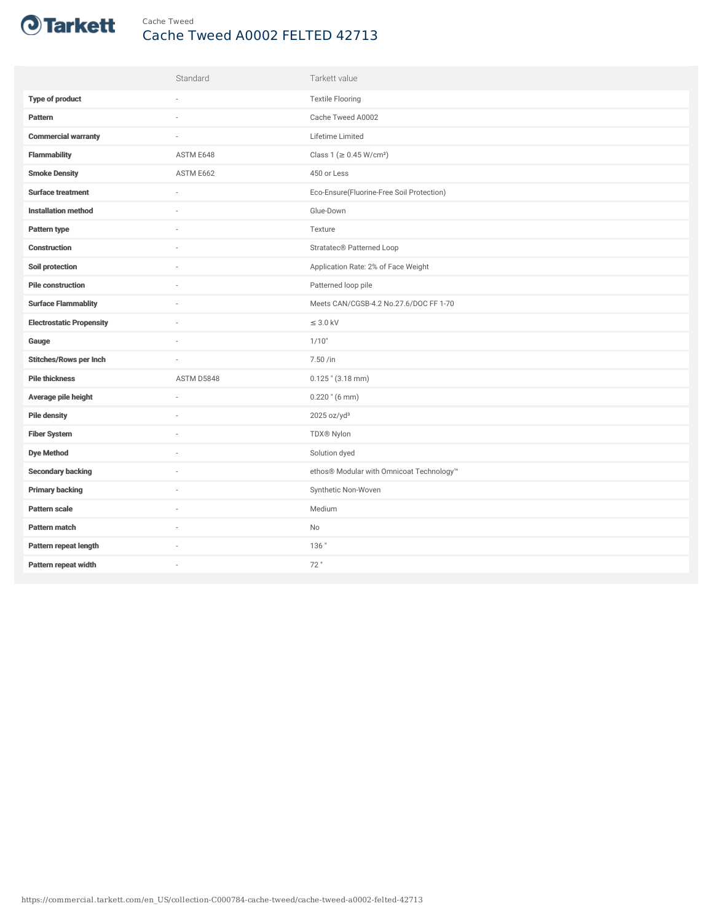Cache Tweed

# Cache Tweed A0002 FELTED 42713

| | Standard | Tarkett value |
| --- | --- | --- |
| **Type of product** | - | Textile Flooring |
| **Pattern** | - | Cache Tweed A0002 |
| **Commercial warranty** | - | Lifetime Limited |
| **Flammability** | ASTM E648 | Class 1 (≥ 0.45 W/cm²) |
| **Smoke Density** | ASTM E662 | 450 or Less |
| **Surface treatment** | - | Eco-Ensure(Fluorine-Free Soil Protection) |
| **Installation method** | - | Glue-Down |
| **Pattern type** | - | Texture |
| **Construction** | - | Stratatec® Patterned Loop |
| **Soil protection** | - | Application Rate: 2% of Face Weight |
| **Pile construction** | - | Patterned loop pile |
| **Surface Flammablity** | - | Meets CAN/CGSB-4.2 No.27.6/DOC FF 1-70 |
| **Electrostatic Propensity** | - | ≤ 3.0 kV |
| **Gauge** | - | 1/10" |
| **Stitches/Rows per Inch** | - | 7.50 /in |
| **Pile thickness** | ASTM D5848 | 0.125 " (3.18 mm) |
| **Average pile height** | - | 0.220 " (6 mm) |
| **Pile density** | - | 2025 oz/yd³ |
| **Fiber System** | - | TDX® Nylon |
| **Dye Method** | - | Solution dyed |
| **Secondary backing** | - | ethos® Modular with Omnicoat Technology™ |
| **Primary backing** | - | Synthetic Non-Woven |
| **Pattern scale** | - | Medium |
| **Pattern match** | - | No |
| **Pattern repeat length** | - | 136 " |
| **Pattern repeat width** | - | 72 " |